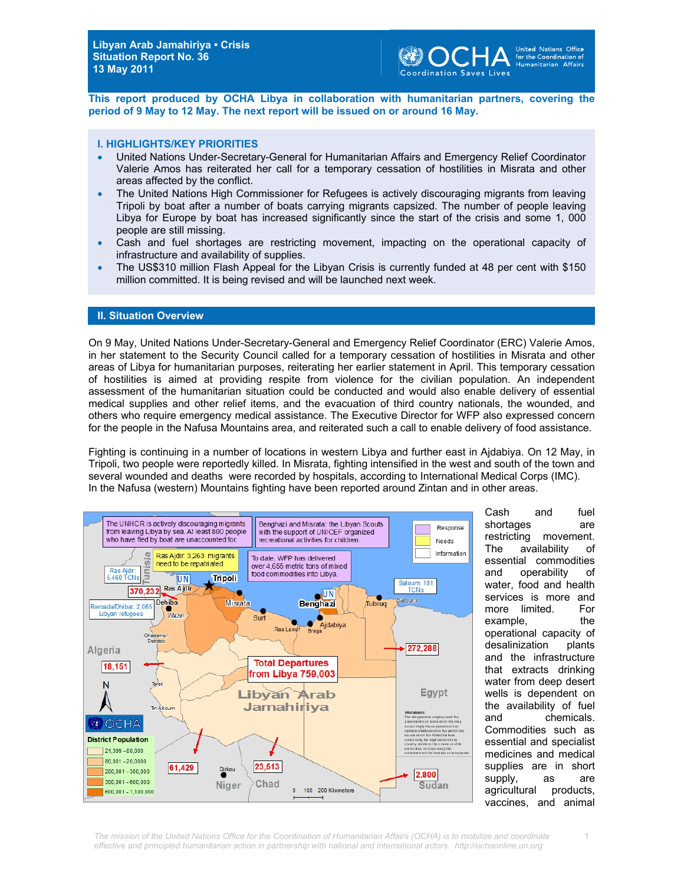# Libyan Arab Jamahiriya • Crisis
## Situation Report No. 36
## 13 May 2011

**This report produced by OCHA Libya in collaboration with humanitarian partners, covering the period of 9 May to 12 May. The next report will be issued on or around 16 May.**

## I. HIGHLIGHTS/KEY PRIORITIES

- United Nations Under-Secretary-General for Humanitarian Affairs and Emergency Relief Coordinator Valerie Amos has reiterated her call for a temporary cessation of hostilities in Misrata and other areas affected by the conflict.
- The United Nations High Commissioner for Refugees is actively discouraging migrants from leaving Tripoli by boat after a number of boats carrying migrants capsized. The number of people leaving Libya for Europe by boat has increased significantly since the start of the crisis and some 1, 000 people are still missing.
- Cash and fuel shortages are restricting movement, impacting on the operational capacity of infrastructure and availability of supplies.
- The US$310 million Flash Appeal for the Libyan Crisis is currently funded at 48 per cent with $150 million committed. It is being revised and will be launched next week.

## II. Situation Overview

On 9 May, United Nations Under-Secretary-General and Emergency Relief Coordinator (ERC) Valerie Amos, in her statement to the Security Council called for a temporary cessation of hostilities in Misrata and other areas of Libya for humanitarian purposes, reiterating her earlier statement in April. This temporary cessation of hostilities is aimed at providing respite from violence for the civilian population. An independent assessment of the humanitarian situation could be conducted and would also enable delivery of essential medical supplies and other relief items, and the evacuation of third country nationals, the wounded, and others who require emergency medical assistance. The Executive Director for WFP also expressed concern for the people in the Nafusa Mountains area, and reiterated such a call to enable delivery of food assistance.

Fighting is continuing in a number of locations in western Libya and further east in Ajdabiya. On 12 May, in Tripoli, two people were reportedly killed. In Misrata, fighting intensified in the west and south of the town and several wounded and deaths were recorded by hospitals, according to International Medical Corps (IMC). In the Nafusa (western) Mountains fighting have been reported around Zintan and in other areas.

The UNHCR is actively discouraging migrants from leaving Libya by sea. At least 800 people who have fled by boat are unaccounted for.

Benghazi and Misrata: the Libyan Scouts with the support of UNICEF organized recreational activities for children.

Ras Ajdir: 3,263 migrants need to be repatriated

To date, WFP has delivered over 4,655 metric tons of mixed food commodities into Libya.

Ras Ajdir: 5,460 TCNs

Saloum: 181 TCNs

Remada/Dhibat: 2,065 Libyan refugees

Total Departures from Libya 759,003

Tunisia: 370,232 · Egypt: 272,288 · Algeria: 18,151 · Niger: 61,429 · Chad: 23,513 · Sudan: 2,800

District Population: 21,399 - 80,000; 80,001 - 20,0000; 200,001 - 300,000; 300,001 - 600,000; 600,001 - 1,100,000

Cash and fuel shortages are restricting movement. The availability of essential commodities and operability of water, food and health services is more and more limited. For example, the operational capacity of desalinization plants and the infrastructure that extracts drinking water from deep desert wells is dependent on the availability of fuel and chemicals. Commodities such as essential and specialist medicines and medical supplies are in short supply, as are agricultural products, vaccines, and animal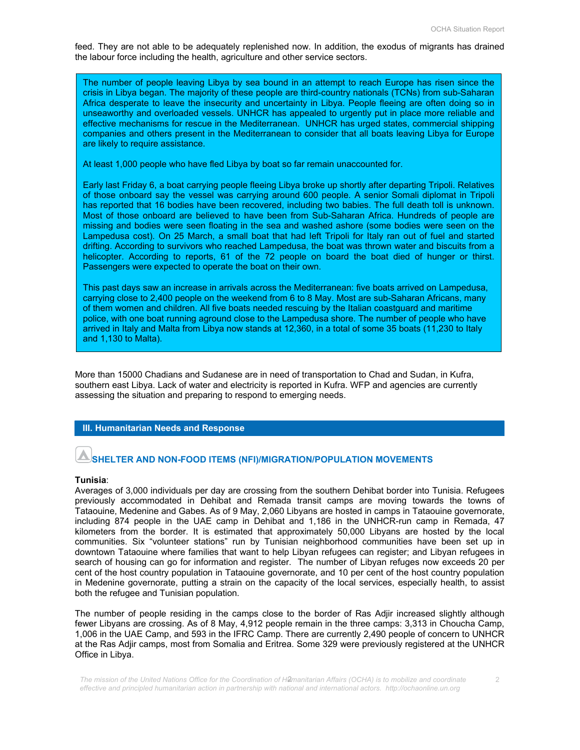feed. They are not able to be adequately replenished now. In addition, the exodus of migrants has drained the labour force including the health, agriculture and other service sectors.

> The number of people leaving Libya by sea bound in an attempt to reach Europe has risen since the crisis in Libya began. The majority of these people are third-country nationals (TCNs) from sub-Saharan Africa desperate to leave the insecurity and uncertainty in Libya. People fleeing are often doing so in unseaworthy and overloaded vessels. UNHCR has appealed to urgently put in place more reliable and effective mechanisms for rescue in the Mediterranean. UNHCR has urged states, commercial shipping companies and others present in the Mediterranean to consider that all boats leaving Libya for Europe are likely to require assistance.
>
> At least 1,000 people who have fled Libya by boat so far remain unaccounted for.
>
> Early last Friday 6, a boat carrying people fleeing Libya broke up shortly after departing Tripoli. Relatives of those onboard say the vessel was carrying around 600 people. A senior Somali diplomat in Tripoli has reported that 16 bodies have been recovered, including two babies. The full death toll is unknown. Most of those onboard are believed to have been from Sub-Saharan Africa. Hundreds of people are missing and bodies were seen floating in the sea and washed ashore (some bodies were seen on the Lampedusa cost). On 25 March, a small boat that had left Tripoli for Italy ran out of fuel and started drifting. According to survivors who reached Lampedusa, the boat was thrown water and biscuits from a helicopter. According to reports, 61 of the 72 people on board the boat died of hunger or thirst. Passengers were expected to operate the boat on their own.
>
> This past days saw an increase in arrivals across the Mediterranean: five boats arrived on Lampedusa, carrying close to 2,400 people on the weekend from 6 to 8 May. Most are sub-Saharan Africans, many of them women and children. All five boats needed rescuing by the Italian coastguard and maritime police, with one boat running aground close to the Lampedusa shore. The number of people who have arrived in Italy and Malta from Libya now stands at 12,360, in a total of some 35 boats (11,230 to Italy and 1,130 to Malta).

More than 15000 Chadians and Sudanese are in need of transportation to Chad and Sudan, in Kufra, southern east Libya. Lack of water and electricity is reported in Kufra. WFP and agencies are currently assessing the situation and preparing to respond to emerging needs.

## III. Humanitarian Needs and Response

### SHELTER AND NON-FOOD ITEMS (NFI)/MIGRATION/POPULATION MOVEMENTS

**Tunisia**:

Averages of 3,000 individuals per day are crossing from the southern Dehibat border into Tunisia. Refugees previously accommodated in Dehibat and Remada transit camps are moving towards the towns of Tataouine, Medenine and Gabes. As of 9 May, 2,060 Libyans are hosted in camps in Tataouine governorate, including 874 people in the UAE camp in Dehibat and 1,186 in the UNHCR-run camp in Remada, 47 kilometers from the border. It is estimated that approximately 50,000 Libyans are hosted by the local communities. Six "volunteer stations" run by Tunisian neighborhood communities have been set up in downtown Tataouine where families that want to help Libyan refugees can register; and Libyan refugees in search of housing can go for information and register. The number of Libyan refuges now exceeds 20 per cent of the host country population in Tataouine governorate, and 10 per cent of the host country population in Medenine governorate, putting a strain on the capacity of the local services, especially health, to assist both the refugee and Tunisian population.

The number of people residing in the camps close to the border of Ras Adjir increased slightly although fewer Libyans are crossing. As of 8 May, 4,912 people remain in the three camps: 3,313 in Choucha Camp, 1,006 in the UAE Camp, and 593 in the IFRC Camp. There are currently 2,490 people of concern to UNHCR at the Ras Adjir camps, most from Somalia and Eritrea. Some 329 were previously registered at the UNHCR Office in Libya.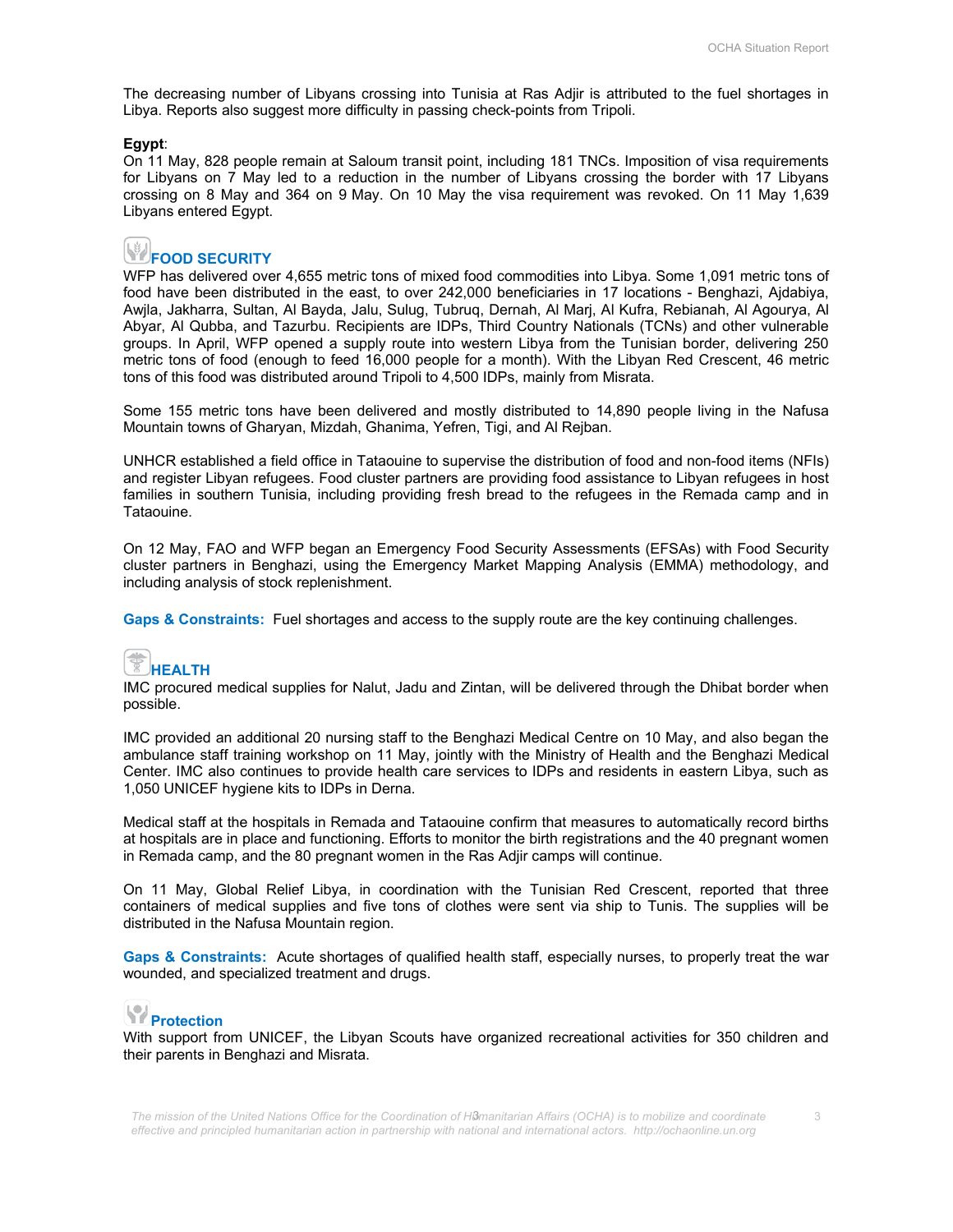The decreasing number of Libyans crossing into Tunisia at Ras Adjir is attributed to the fuel shortages in Libya. Reports also suggest more difficulty in passing check-points from Tripoli.

**Egypt**:
On 11 May, 828 people remain at Saloum transit point, including 181 TNCs. Imposition of visa requirements for Libyans on 7 May led to a reduction in the number of Libyans crossing the border with 17 Libyans crossing on 8 May and 364 on 9 May. On 10 May the visa requirement was revoked. On 11 May 1,639 Libyans entered Egypt.

## FOOD SECURITY

WFP has delivered over 4,655 metric tons of mixed food commodities into Libya. Some 1,091 metric tons of food have been distributed in the east, to over 242,000 beneficiaries in 17 locations - Benghazi, Ajdabiya, Awjla, Jakharra, Sultan, Al Bayda, Jalu, Sulug, Tubruq, Dernah, Al Marj, Al Kufra, Rebianah, Al Agourya, Al Abyar, Al Qubba, and Tazurbu. Recipients are IDPs, Third Country Nationals (TCNs) and other vulnerable groups. In April, WFP opened a supply route into western Libya from the Tunisian border, delivering 250 metric tons of food (enough to feed 16,000 people for a month). With the Libyan Red Crescent, 46 metric tons of this food was distributed around Tripoli to 4,500 IDPs, mainly from Misrata.

Some 155 metric tons have been delivered and mostly distributed to 14,890 people living in the Nafusa Mountain towns of Gharyan, Mizdah, Ghanima, Yefren, Tigi, and Al Rejban.

UNHCR established a field office in Tataouine to supervise the distribution of food and non-food items (NFIs) and register Libyan refugees. Food cluster partners are providing food assistance to Libyan refugees in host families in southern Tunisia, including providing fresh bread to the refugees in the Remada camp and in Tataouine.

On 12 May, FAO and WFP began an Emergency Food Security Assessments (EFSAs) with Food Security cluster partners in Benghazi, using the Emergency Market Mapping Analysis (EMMA) methodology, and including analysis of stock replenishment.

**Gaps & Constraints:** Fuel shortages and access to the supply route are the key continuing challenges.

## HEALTH

IMC procured medical supplies for Nalut, Jadu and Zintan, will be delivered through the Dhibat border when possible.

IMC provided an additional 20 nursing staff to the Benghazi Medical Centre on 10 May, and also began the ambulance staff training workshop on 11 May, jointly with the Ministry of Health and the Benghazi Medical Center. IMC also continues to provide health care services to IDPs and residents in eastern Libya, such as 1,050 UNICEF hygiene kits to IDPs in Derna.

Medical staff at the hospitals in Remada and Tataouine confirm that measures to automatically record births at hospitals are in place and functioning. Efforts to monitor the birth registrations and the 40 pregnant women in Remada camp, and the 80 pregnant women in the Ras Adjir camps will continue.

On 11 May, Global Relief Libya, in coordination with the Tunisian Red Crescent, reported that three containers of medical supplies and five tons of clothes were sent via ship to Tunis. The supplies will be distributed in the Nafusa Mountain region.

**Gaps & Constraints:** Acute shortages of qualified health staff, especially nurses, to properly treat the war wounded, and specialized treatment and drugs.

## Protection

With support from UNICEF, the Libyan Scouts have organized recreational activities for 350 children and their parents in Benghazi and Misrata.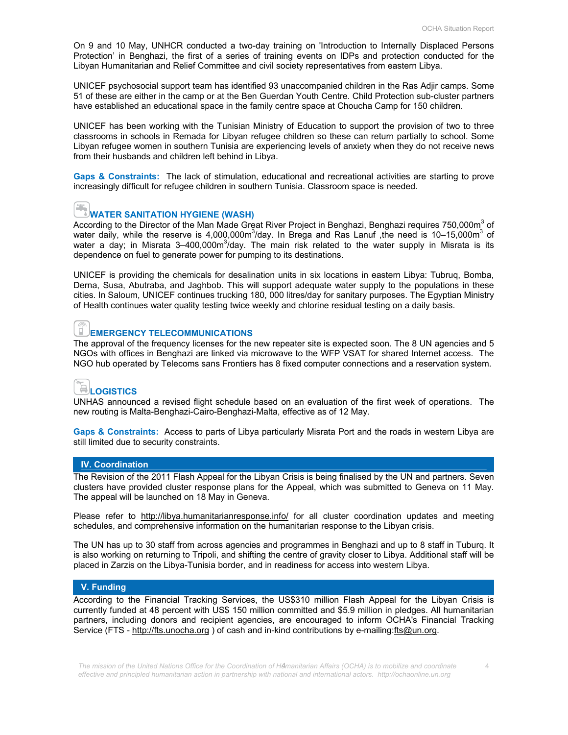On 9 and 10 May, UNHCR conducted a two-day training on 'Introduction to Internally Displaced Persons Protection' in Benghazi, the first of a series of training events on IDPs and protection conducted for the Libyan Humanitarian and Relief Committee and civil society representatives from eastern Libya.

UNICEF psychosocial support team has identified 93 unaccompanied children in the Ras Adjir camps. Some 51 of these are either in the camp or at the Ben Guerdan Youth Centre. Child Protection sub-cluster partners have established an educational space in the family centre space at Choucha Camp for 150 children.

UNICEF has been working with the Tunisian Ministry of Education to support the provision of two to three classrooms in schools in Remada for Libyan refugee children so these can return partially to school. Some Libyan refugee women in southern Tunisia are experiencing levels of anxiety when they do not receive news from their husbands and children left behind in Libya.

**Gaps & Constraints:** The lack of stimulation, educational and recreational activities are starting to prove increasingly difficult for refugee children in southern Tunisia. Classroom space is needed.

### WATER SANITATION HYGIENE (WASH)

According to the Director of the Man Made Great River Project in Benghazi, Benghazi requires 750,000m$^3$ of water daily, while the reserve is 4,000,000m$^3$/day. In Brega and Ras Lanuf ,the need is 10–15,000m$^3$ of water a day; in Misrata 3–400,000m$^3$/day. The main risk related to the water supply in Misrata is its dependence on fuel to generate power for pumping to its destinations.

UNICEF is providing the chemicals for desalination units in six locations in eastern Libya: Tubruq, Bomba, Derna, Susa, Abutraba, and Jaghbob. This will support adequate water supply to the populations in these cities. In Saloum, UNICEF continues trucking 180, 000 litres/day for sanitary purposes. The Egyptian Ministry of Health continues water quality testing twice weekly and chlorine residual testing on a daily basis.

### EMERGENCY TELECOMMUNICATIONS

The approval of the frequency licenses for the new repeater site is expected soon. The 8 UN agencies and 5 NGOs with offices in Benghazi are linked via microwave to the WFP VSAT for shared Internet access. The NGO hub operated by Telecoms sans Frontiers has 8 fixed computer connections and a reservation system.

### LOGISTICS

UNHAS announced a revised flight schedule based on an evaluation of the first week of operations. The new routing is Malta-Benghazi-Cairo-Benghazi-Malta, effective as of 12 May.

**Gaps & Constraints:** Access to parts of Libya particularly Misrata Port and the roads in western Libya are still limited due to security constraints.

## IV. Coordination

The Revision of the 2011 Flash Appeal for the Libyan Crisis is being finalised by the UN and partners. Seven clusters have provided cluster response plans for the Appeal, which was submitted to Geneva on 11 May. The appeal will be launched on 18 May in Geneva.

Please refer to http://libya.humanitarianresponse.info/ for all cluster coordination updates and meeting schedules, and comprehensive information on the humanitarian response to the Libyan crisis.

The UN has up to 30 staff from across agencies and programmes in Benghazi and up to 8 staff in Tuburq. It is also working on returning to Tripoli, and shifting the centre of gravity closer to Libya. Additional staff will be placed in Zarzis on the Libya-Tunisia border, and in readiness for access into western Libya.

## V. Funding

According to the Financial Tracking Services, the US$310 million Flash Appeal for the Libyan Crisis is currently funded at 48 percent with US$ 150 million committed and $5.9 million in pledges. All humanitarian partners, including donors and recipient agencies, are encouraged to inform OCHA's Financial Tracking Service (FTS - http://fts.unocha.org ) of cash and in-kind contributions by e-mailing:fts@un.org.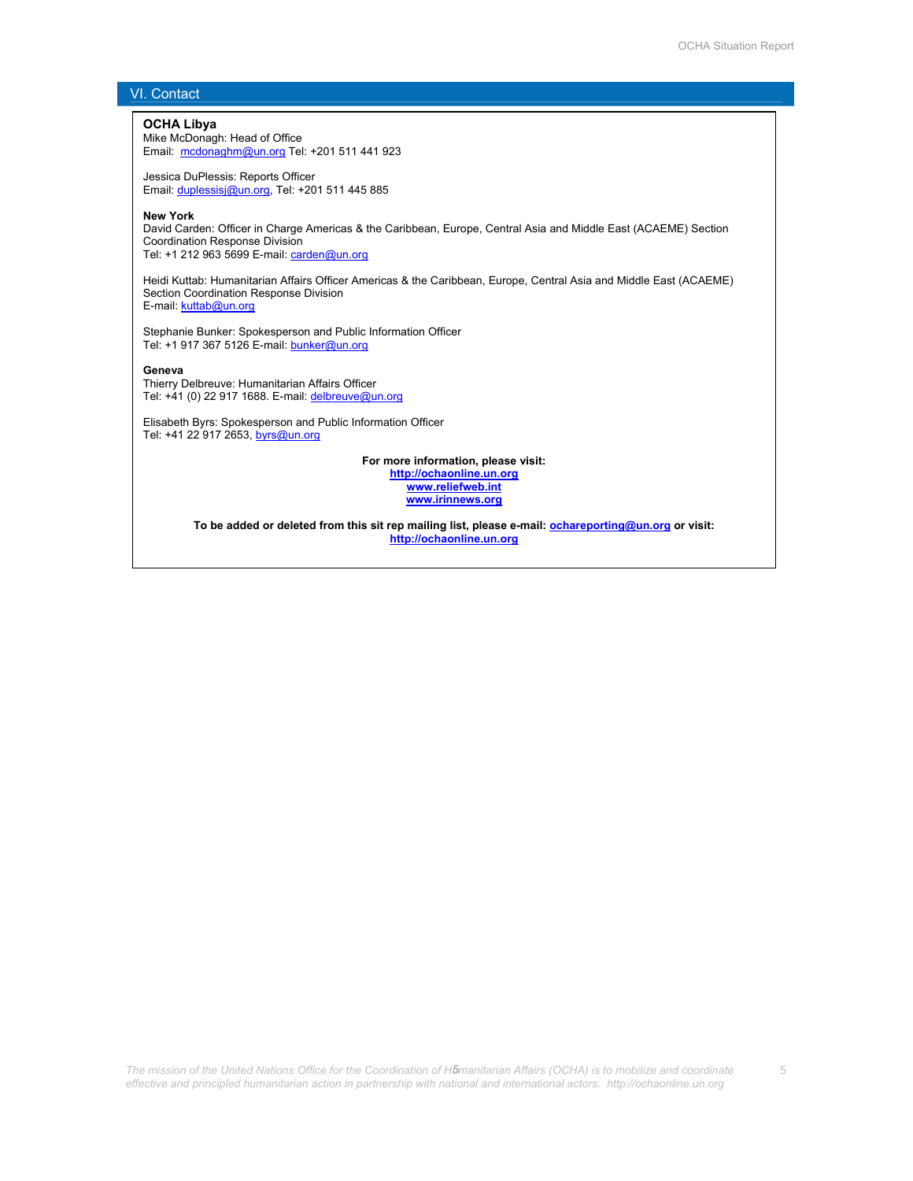## VI. Contact

**OCHA Libya**
Mike McDonagh: Head of Office
Email: mcdonaghm@un.org Tel: +201 511 441 923

Jessica DuPlessis: Reports Officer
Email: duplessisj@un.org, Tel: +201 511 445 885

**New York**
David Carden: Officer in Charge Americas & the Caribbean, Europe, Central Asia and Middle East (ACAEME) Section Coordination Response Division
Tel: +1 212 963 5699 E-mail: carden@un.org

Heidi Kuttab: Humanitarian Affairs Officer Americas & the Caribbean, Europe, Central Asia and Middle East (ACAEME) Section Coordination Response Division
E-mail: kuttab@un.org

Stephanie Bunker: Spokesperson and Public Information Officer
Tel: +1 917 367 5126 E-mail: bunker@un.org

**Geneva**
Thierry Delbreuve: Humanitarian Affairs Officer
Tel: +41 (0) 22 917 1688. E-mail: delbreuve@un.org

Elisabeth Byrs: Spokesperson and Public Information Officer
Tel: +41 22 917 2653, byrs@un.org

**For more information, please visit:**
**http://ochaonline.un.org**
**www.reliefweb.int**
**www.irinnews.org**

**To be added or deleted from this sit rep mailing list, please e-mail: ochareporting@un.org or visit: http://ochaonline.un.org**

*The mission of the United Nations Office for the Coordination of Humanitarian Affairs (OCHA) is to mobilize and coordinate effective and principled humanitarian action in partnership with national and international actors. http://ochaonline.un.org*